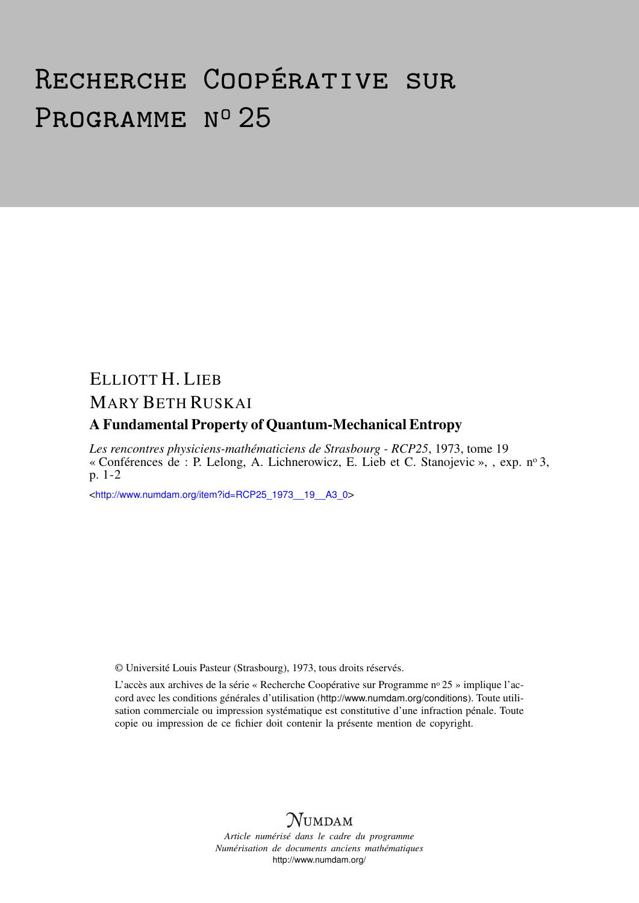# Recherche Coopérative sur Programme n° 25

ELLIOTT H. LIEB

MARY BETH RUSKAI

## A Fundamental Property of Quantum-Mechanical Entropy

*Les rencontres physiciens-mathématiciens de Strasbourg - RCP25*, 1973, tome 19 « Conférences de : P. Lelong, A. Lichnerowicz, E. Lieb et C. Stanojevic », , exp. n° 3, p. 1-2

<http://www.numdam.org/item?id=RCP25_1973__19__A3_0>

© Université Louis Pasteur (Strasbourg), 1973, tous droits réservés.

L'accès aux archives de la série « Recherche Coopérative sur Programme n° 25 » implique l'accord avec les conditions générales d'utilisation (http://www.numdam.org/conditions). Toute utilisation commerciale ou impression systématique est constitutive d'une infraction pénale. Toute copie ou impression de ce fichier doit contenir la présente mention de copyright.

NUMDAM

*Article numérisé dans le cadre du programme Numérisation de documents anciens mathématiques*

http://www.numdam.org/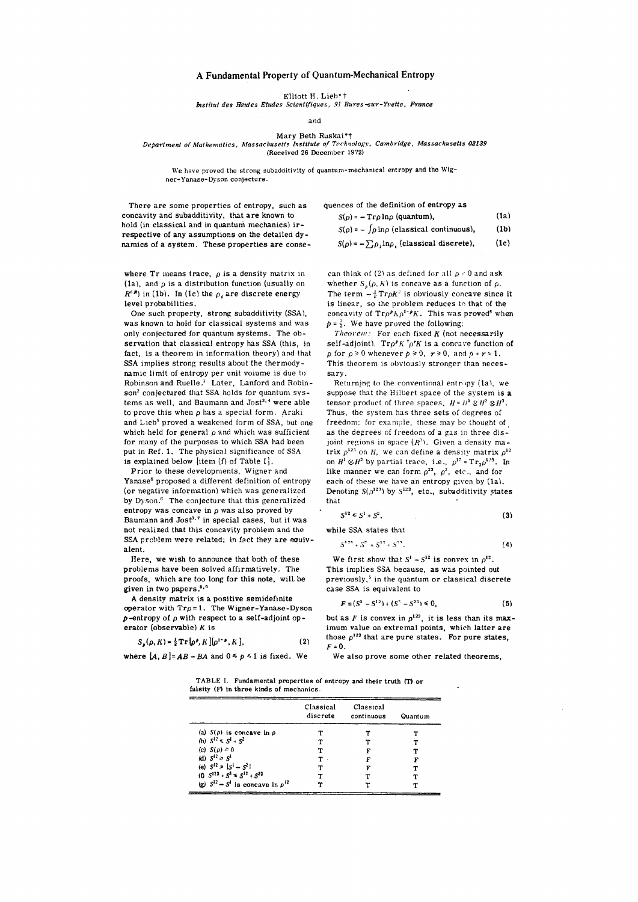# A Fundamental Property of Quantum-Mechanical Entropy

Elliott H. Lieb*†

*Institut des Hautes Etudes Scientifiques, 91 Bures-sur-Yvette, France*

and

Mary Beth Ruskai*†

*Department of Mathematics, Massachusetts Institute of Technology, Cambridge, Massachusetts 02139*

(Received 26 December 1972)

We have proved the strong subadditivity of quantum-mechanical entropy and the Wigner-Yanase-Dyson conjecture.

There are some properties of entropy, such as concavity and subadditivity, that are known to hold (in classical and in quantum mechanics) irrespective of any assumptions on the detailed dynamics of a system. These properties are consequences of the definition of entropy as

$$S(\rho) = -\operatorname{Tr}\rho\ln\rho \text{ (quantum)}, \tag{1a}$$

$$S(\rho) = -\int\rho\ln\rho \text{ (classical continuous)}, \tag{1b}$$

$$S(\rho) = -\sum\rho_i\ln\rho_i \text{ (classical discrete)}, \tag{1c}$$

where Tr means trace, $\rho$ is a density matrix in (1a), and $\rho$ is a distribution function (usually on $R^{6N}$) in (1b). In (1c) the $\rho_i$ are discrete energy level probabilities.

One such property, strong subadditivity (SSA), was known to hold for classical systems and was only conjectured for quantum systems. The observation that classical entropy has SSA (this, in fact, is a theorem in information theory) and that SSA implies strong results about the thermodynamic limit of entropy per unit volume is due to Robinson and Ruelle.[1] Later, Lanford and Robinson[2] conjectured that SSA holds for quantum systems as well, and Baumann and Jost[3,4] were able to prove this when $\rho$ has a special form. Araki and Lieb[5] proved a weakened form of SSA, but one which held for general $\rho$ and which was sufficient for many of the purposes to which SSA had been put in Ref. 1. The physical significance of SSA is explained below [item (f) of Table I].

Prior to these developments, Wigner and Yanase[6] proposed a different definition of entropy (or negative information) which was generalized by Dyson.[6] The conjecture that this generalized entropy was concave in $\rho$ was also proved by Baumann and Jost[3,7] in special cases, but it was not realized that this concavity problem and the SSA problem were related; in fact they are equivalent.

Here, we wish to announce that both of these problems have been solved affirmatively. The proofs, which are too long for this note, will be given in two papers.[8,9]

A density matrix is a positive semidefinite operator with $\operatorname{Tr}\rho = 1$. The Wigner-Yanase-Dyson $p$-entropy of $\rho$ with respect to a self-adjoint operator (observable) $K$ is

$$S_p(\rho, K) = \tfrac{1}{2}\operatorname{Tr}[\rho^p, K][\rho^{1-p}, K], \tag{2}$$

where $[A, B] = AB - BA$ and $0 \leqslant p \leqslant 1$ is fixed. We can think of (2) as defined for all $\rho \geqslant 0$ and ask whether $S_p(\rho, K)$ is concave as a function of $\rho$. The term $-\frac{1}{2}\operatorname{Tr}\rho K^2$ is obviously concave since it is linear, so the problem reduces to that of the concavity of $\operatorname{Tr}\rho^p K\rho^{1-p}K$. This was proved[6] when $p = \frac{1}{2}$. We have proved the following:

*Theorem:* For each fixed $K$ (not necessarily self-adjoint), $\operatorname{Tr}\rho^p K^\dagger \rho^r K$ is a concave function of $\rho$ for $\rho \geqslant 0$ whenever $p \geqslant 0$, $r \geqslant 0$, and $p + r \leqslant 1$. This theorem is obviously stronger than necessary.

Returning to the conventional entropy (1a), we suppose that the Hilbert space of the system is a tensor product of three spaces, $H = H^1 \otimes H^2 \otimes H^3$. Thus, the system has three sets of degrees of freedom; for example, these may be thought of as the degrees of freedom of a gas in three disjoint regions in space ($R^3$). Given a density matrix $\rho^{123}$ on $H$, we can define a density matrix $\rho^{12}$ on $H^1 \otimes H^2$ by partial trace, i.e., $\rho^{12} = \operatorname{Tr}_3\rho^{123}$. In like manner we can form $\rho^{23}$, $\rho^2$, etc., and for each of these we have an entropy given by (1a). Denoting $S(\rho^{123})$ by $S^{123}$, etc., subadditivity states that

$$S^{12} \leqslant S^1 + S^2, \tag{3}$$

while SSA states that

$$S^{123} + S^2 \leqslant S^{12} + S^{23}. \tag{4}$$

We first show that $S^1 - S^{12}$ is convex in $\rho^{12}$. This implies SSA because, as was pointed out previously,[5] in the quantum or classical discrete case SSA is equivalent to

$$F \equiv (S^1 - S^{12}) + (S^3 - S^{23}) \leqslant 0, \tag{5}$$

but as $F$ is convex in $\rho^{123}$, it is less than its maximum value on extremal points, which latter are those $\rho^{123}$ that are pure states. For pure states, $F = 0$.

We also prove some other related theorems,

TABLE I. Fundamental properties of entropy and their truth (T) or falsity (F) in three kinds of mechanics.

| | Classical discrete | Classical continuous | Quantum |
|---|---|---|---|
| (a) $S(\rho)$ is concave in $\rho$ | T | T | T |
| (b) $S^{12} \leqslant S^1 + S^2$ | T | T | T |
| (c) $S(\rho) \geqslant 0$ | T | F | T |
| (d) $S^{12} \geqslant S^1$ | T | F | F |
| (e) $S^{12} \geqslant \lvert S^1 - S^2 \rvert$ | T | F | T |
| (f) $S^{123} + S^2 \leqslant S^{12} + S^{23}$ | T | T | T |
| (g) $S^{12} - S^1$ is concave in $\rho^{12}$ | T | T | T |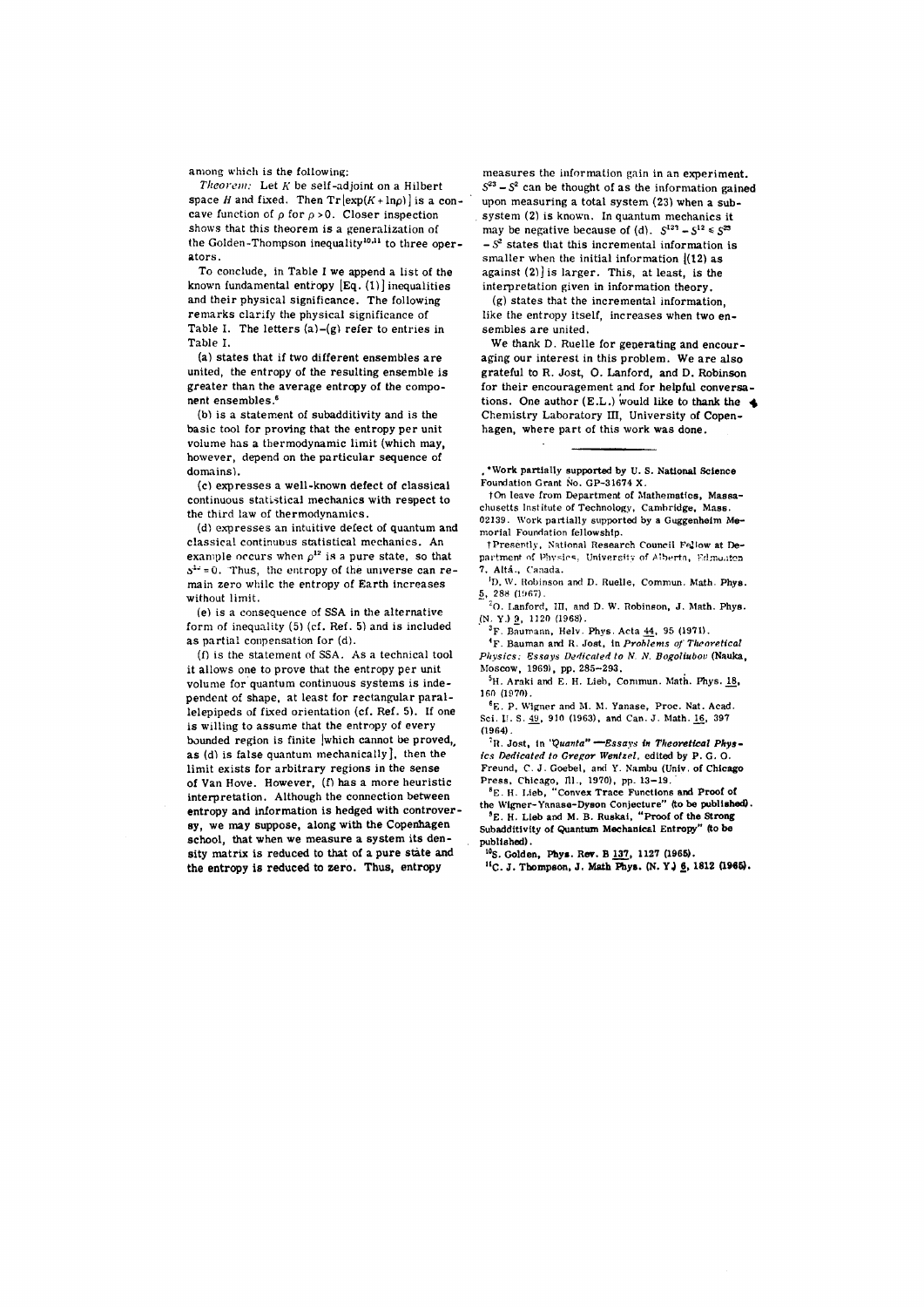among which is the following:

*Theorem:* Let $K$ be self-adjoint on a Hilbert space $H$ and fixed. Then $\mathrm{Tr}[\exp(K + \ln\rho)]$ is a concave function of $\rho$ for $\rho > 0$. Closer inspection shows that this theorem is a generalization of the Golden-Thompson inequality[10,11] to three operators.

To conclude, in Table I we append a list of the known fundamental entropy [Eq. (1)] inequalities and their physical significance. The following remarks clarify the physical significance of Table I. The letters (a)–(g) refer to entries in Table I.

(a) states that if two different ensembles are united, the entropy of the resulting ensemble is greater than the average entropy of the component ensembles.[6]

(b) is a statement of subadditivity and is the basic tool for proving that the entropy per unit volume has a thermodynamic limit (which may, however, depend on the particular sequence of domains).

(c) expresses a well-known defect of classical continuous statistical mechanics with respect to the third law of thermodynamics.

(d) expresses an intuitive defect of quantum and classical continuous statistical mechanics. An example occurs when $\rho^{12}$ is a pure state, so that $S^{12} = 0$. Thus, the entropy of the universe can remain zero while the entropy of Earth increases without limit.

(e) is a consequence of SSA in the alternative form of inequality (5) (cf. Ref. 5) and is included as partial compensation for (d).

(f) is the statement of SSA. As a technical tool it allows one to prove that the entropy per unit volume for quantum continuous systems is independent of shape, at least for rectangular parallelepipeds of fixed orientation (cf. Ref. 5). If one is willing to assume that the entropy of every bounded region is finite [which cannot be proved, as (d) is false quantum mechanically], then the limit exists for arbitrary regions in the sense of Van Hove. However, (f) has a more heuristic interpretation. Although the connection between entropy and information is hedged with controversy, we may suppose, along with the Copenhagen school, that when we measure a system its density matrix is reduced to that of a pure state and the entropy is reduced to zero. Thus, entropy measures the information gain in an experiment. $S^{23} - S^2$ can be thought of as the information gained upon measuring a total system (23) when a subsystem (2) is known. In quantum mechanics it may be negative because of (d). $S^{123} - S^{12} \leq S^{23} - S^2$ states that this incremental information is smaller when the initial information [(12) as against (2)] is larger. This, at least, is the interpretation given in information theory.

(g) states that the incremental information, like the entropy itself, increases when two ensembles are united.

We thank D. Ruelle for generating and encouraging our interest in this problem. We are also grateful to R. Jost, O. Lanford, and D. Robinson for their encouragement and for helpful conversations. One author (E.L.) would like to thank the Chemistry Laboratory III, University of Copenhagen, where part of this work was done.

---

*Work partially supported by U. S. National Science Foundation Grant No. GP-31674 X.

†On leave from Department of Mathematics, Massachusetts Institute of Technology, Cambridge, Mass. 02139. Work partially supported by a Guggenheim Memorial Foundation fellowship.

‡Presently, National Research Council Fellow at Department of Physics, University of Alberta, Edmonton 7, Alta., Canada.

[1]D. W. Robinson and D. Ruelle, Commun. Math. Phys. 5, 288 (1967).

[2]O. Lanford, III, and D. W. Robinson, J. Math. Phys. (N. Y.) 9, 1120 (1968).

[3]F. Baumann, Helv. Phys. Acta 44, 95 (1971).

[4]F. Bauman and R. Jost, in *Problems of Theoretical Physics: Essays Dedicated to N. N. Bogoliubov* (Nauka, Moscow, 1969), pp. 285–293.

[5]H. Araki and E. H. Lieb, Commun. Math. Phys. 18, 160 (1970).

[6]E. P. Wigner and M. M. Yanase, Proc. Nat. Acad. Sci. U. S. 49, 910 (1963), and Can. J. Math. 16, 397 (1964).

[7]R. Jost, in *"Quanta"—Essays in Theoretical Physics Dedicated to Gregor Wentzel*, edited by P. G. O. Freund, C. J. Goebel, and Y. Nambu (Univ. of Chicago Press, Chicago, Ill., 1970), pp. 13–19.

[8]E. H. Lieb, "Convex Trace Functions and Proof of the Wigner-Yanase-Dyson Conjecture" (to be published).

[9]E. H. Lieb and M. B. Ruskai, "Proof of the Strong Subadditivity of Quantum Mechanical Entropy" (to be published).

[10]S. Golden, Phys. Rev. B 137, 1127 (1965).

[11]C. J. Thompson, J. Math Phys. (N. Y.) 6, 1812 (1965).